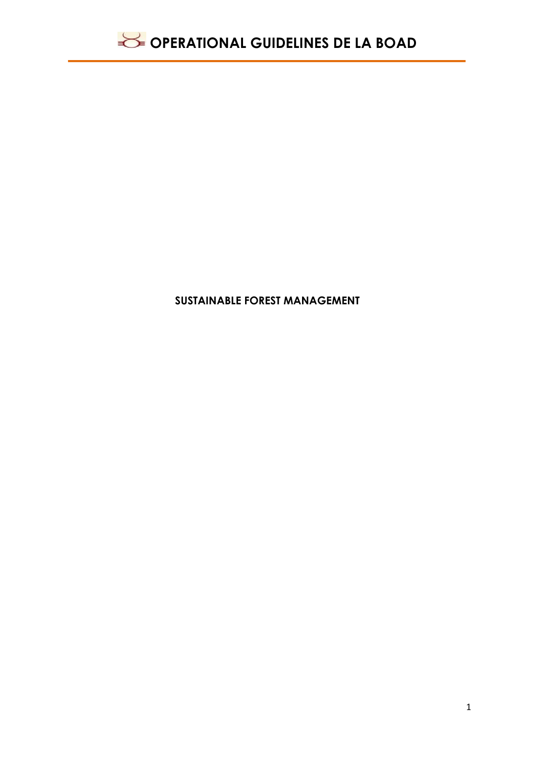# OPERATIONAL GUIDELINES DE LA BOAD

**SUSTAINABLE FOREST MANAGEMENT**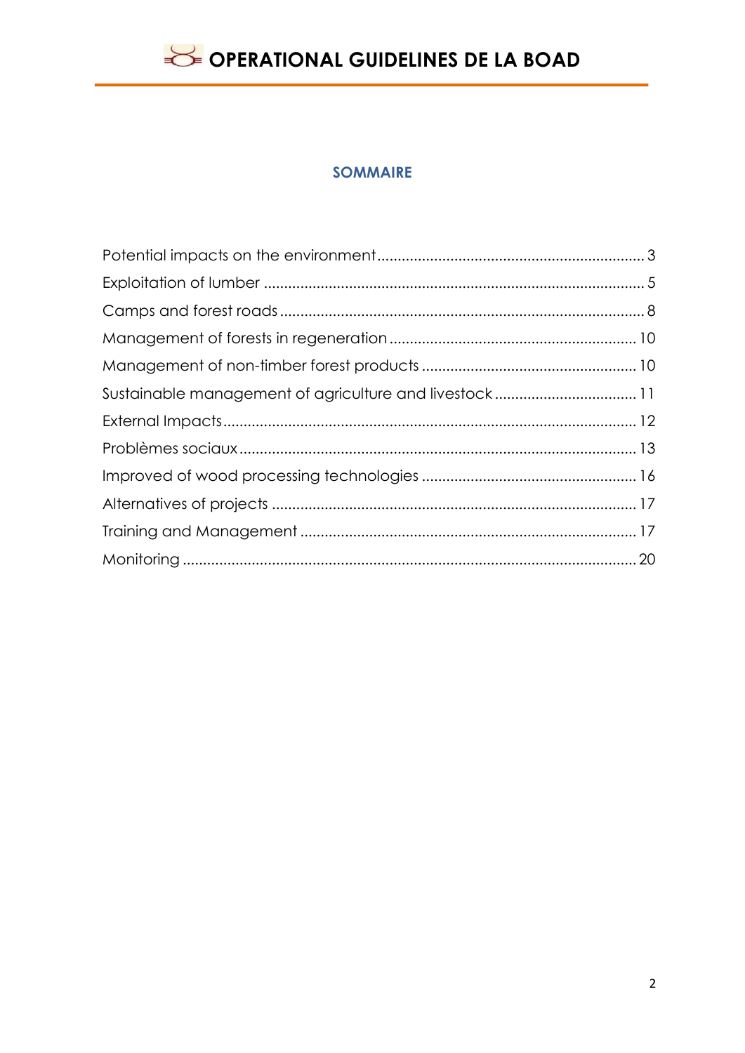## SOMMAIRE

| | |
|---|---|
| Potential impacts on the environment | 3 |
| Exploitation of lumber | 5 |
| Camps and forest roads | 8 |
| Management of forests in regeneration | 10 |
| Management of non-timber forest products | 10 |
| Sustainable management of agriculture and livestock | 11 |
| External Impacts | 12 |
| Problèmes sociaux | 13 |
| Improved of wood processing technologies | 16 |
| Alternatives of projects | 17 |
| Training and Management | 17 |
| Monitoring | 20 |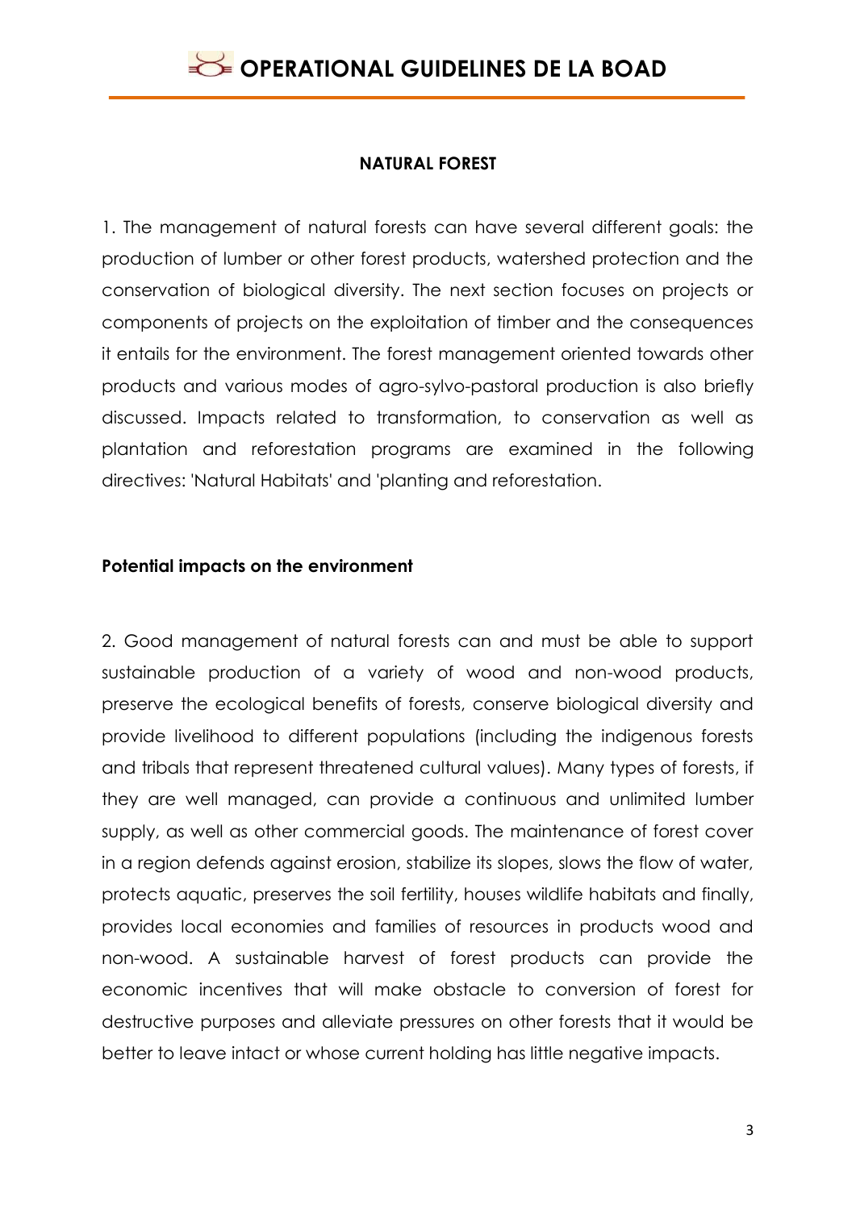## NATURAL FOREST

1. The management of natural forests can have several different goals: the production of lumber or other forest products, watershed protection and the conservation of biological diversity. The next section focuses on projects or components of projects on the exploitation of timber and the consequences it entails for the environment. The forest management oriented towards other products and various modes of agro-sylvo-pastoral production is also briefly discussed. Impacts related to transformation, to conservation as well as plantation and reforestation programs are examined in the following directives: 'Natural Habitats' and 'planting and reforestation.

### Potential impacts on the environment

2. Good management of natural forests can and must be able to support sustainable production of a variety of wood and non-wood products, preserve the ecological benefits of forests, conserve biological diversity and provide livelihood to different populations (including the indigenous forests and tribals that represent threatened cultural values). Many types of forests, if they are well managed, can provide a continuous and unlimited lumber supply, as well as other commercial goods. The maintenance of forest cover in a region defends against erosion, stabilize its slopes, slows the flow of water, protects aquatic, preserves the soil fertility, houses wildlife habitats and finally, provides local economies and families of resources in products wood and non-wood. A sustainable harvest of forest products can provide the economic incentives that will make obstacle to conversion of forest for destructive purposes and alleviate pressures on other forests that it would be better to leave intact or whose current holding has little negative impacts.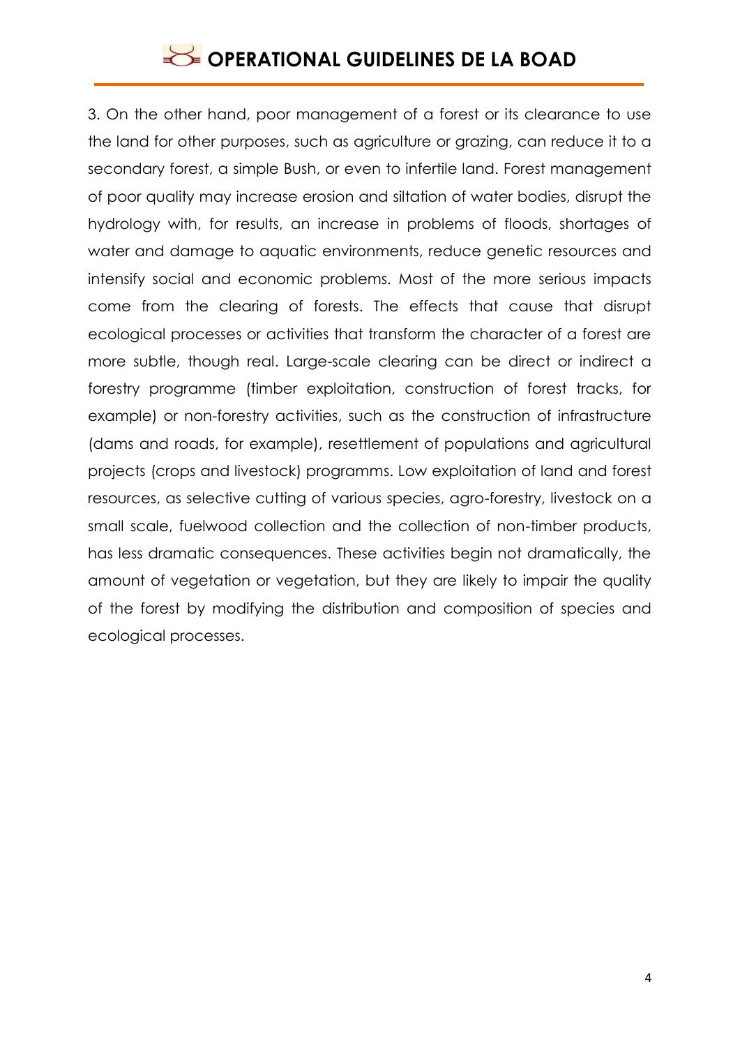3. On the other hand, poor management of a forest or its clearance to use the land for other purposes, such as agriculture or grazing, can reduce it to a secondary forest, a simple Bush, or even to infertile land. Forest management of poor quality may increase erosion and siltation of water bodies, disrupt the hydrology with, for results, an increase in problems of floods, shortages of water and damage to aquatic environments, reduce genetic resources and intensify social and economic problems. Most of the more serious impacts come from the clearing of forests. The effects that cause that disrupt ecological processes or activities that transform the character of a forest are more subtle, though real. Large-scale clearing can be direct or indirect a forestry programme (timber exploitation, construction of forest tracks, for example) or non-forestry activities, such as the construction of infrastructure (dams and roads, for example), resettlement of populations and agricultural projects (crops and livestock) programms. Low exploitation of land and forest resources, as selective cutting of various species, agro-forestry, livestock on a small scale, fuelwood collection and the collection of non-timber products, has less dramatic consequences. These activities begin not dramatically, the amount of vegetation or vegetation, but they are likely to impair the quality of the forest by modifying the distribution and composition of species and ecological processes.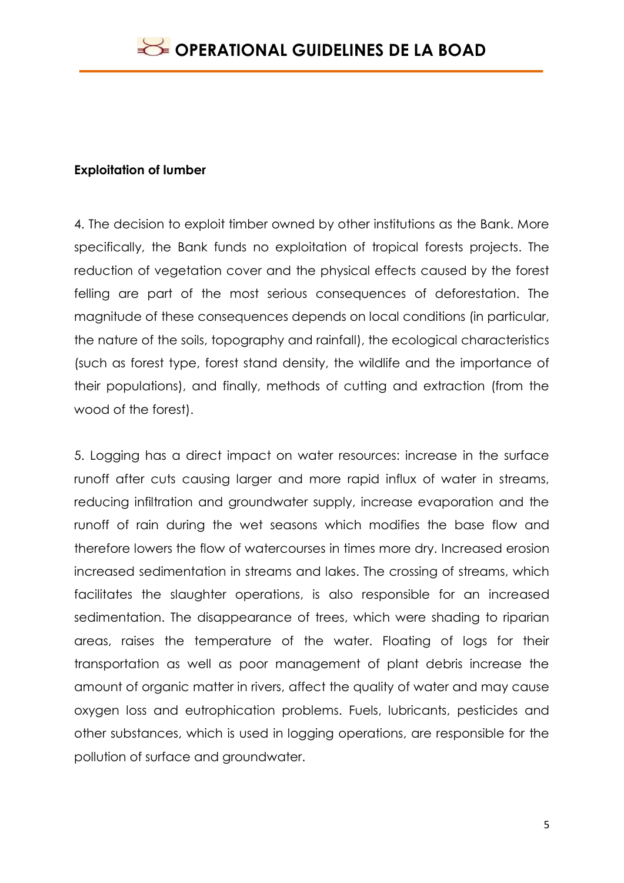**Exploitation of lumber**

4. The decision to exploit timber owned by other institutions as the Bank. More specifically, the Bank funds no exploitation of tropical forests projects. The reduction of vegetation cover and the physical effects caused by the forest felling are part of the most serious consequences of deforestation. The magnitude of these consequences depends on local conditions (in particular, the nature of the soils, topography and rainfall), the ecological characteristics (such as forest type, forest stand density, the wildlife and the importance of their populations), and finally, methods of cutting and extraction (from the wood of the forest).

5. Logging has a direct impact on water resources: increase in the surface runoff after cuts causing larger and more rapid influx of water in streams, reducing infiltration and groundwater supply, increase evaporation and the runoff of rain during the wet seasons which modifies the base flow and therefore lowers the flow of watercourses in times more dry. Increased erosion increased sedimentation in streams and lakes. The crossing of streams, which facilitates the slaughter operations, is also responsible for an increased sedimentation. The disappearance of trees, which were shading to riparian areas, raises the temperature of the water. Floating of logs for their transportation as well as poor management of plant debris increase the amount of organic matter in rivers, affect the quality of water and may cause oxygen loss and eutrophication problems. Fuels, lubricants, pesticides and other substances, which is used in logging operations, are responsible for the pollution of surface and groundwater.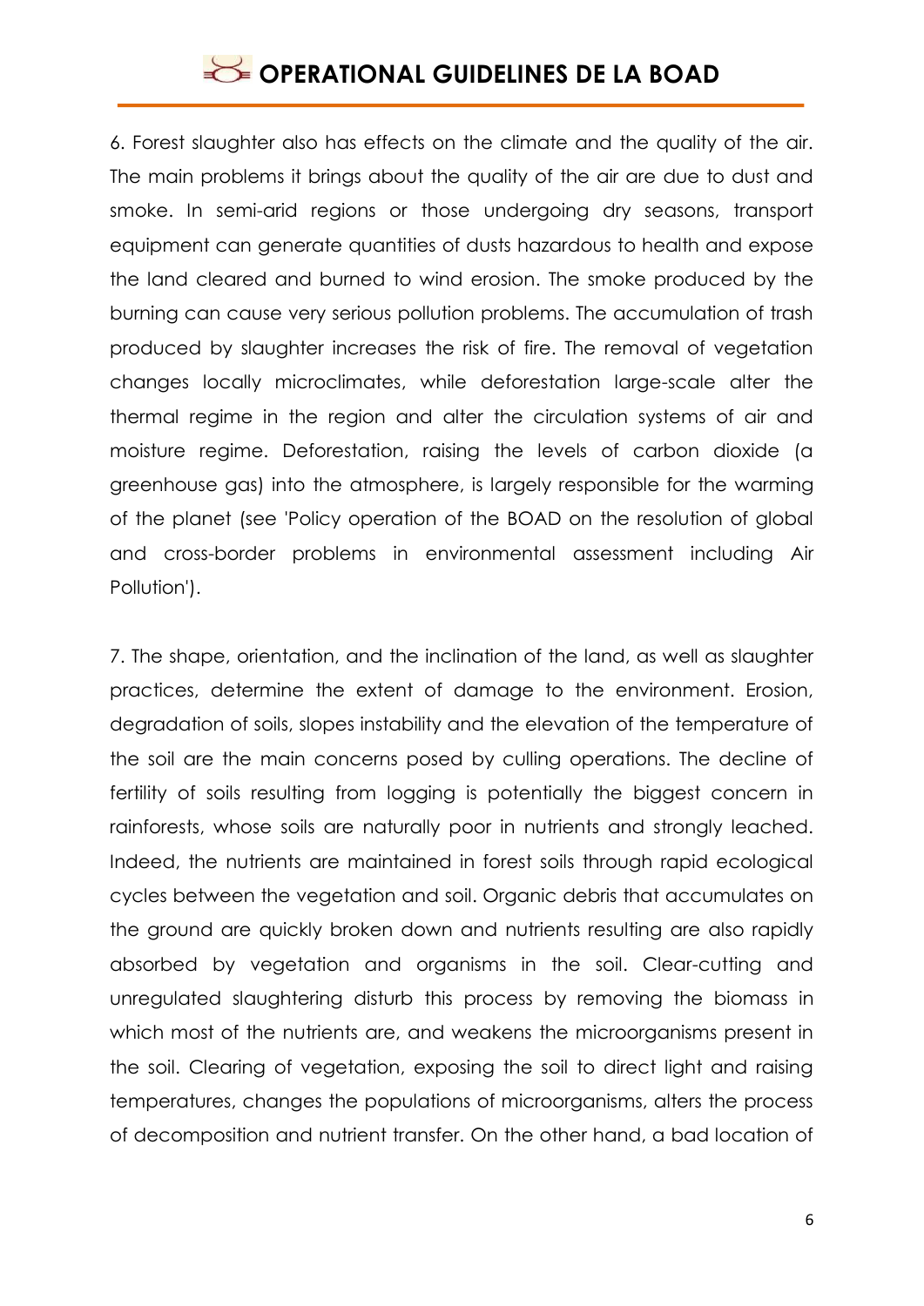6. Forest slaughter also has effects on the climate and the quality of the air. The main problems it brings about the quality of the air are due to dust and smoke. In semi-arid regions or those undergoing dry seasons, transport equipment can generate quantities of dusts hazardous to health and expose the land cleared and burned to wind erosion. The smoke produced by the burning can cause very serious pollution problems. The accumulation of trash produced by slaughter increases the risk of fire. The removal of vegetation changes locally microclimates, while deforestation large-scale alter the thermal regime in the region and alter the circulation systems of air and moisture regime. Deforestation, raising the levels of carbon dioxide (a greenhouse gas) into the atmosphere, is largely responsible for the warming of the planet (see 'Policy operation of the BOAD on the resolution of global and cross-border problems in environmental assessment including Air Pollution').

7. The shape, orientation, and the inclination of the land, as well as slaughter practices, determine the extent of damage to the environment. Erosion, degradation of soils, slopes instability and the elevation of the temperature of the soil are the main concerns posed by culling operations. The decline of fertility of soils resulting from logging is potentially the biggest concern in rainforests, whose soils are naturally poor in nutrients and strongly leached. Indeed, the nutrients are maintained in forest soils through rapid ecological cycles between the vegetation and soil. Organic debris that accumulates on the ground are quickly broken down and nutrients resulting are also rapidly absorbed by vegetation and organisms in the soil. Clear-cutting and unregulated slaughtering disturb this process by removing the biomass in which most of the nutrients are, and weakens the microorganisms present in the soil. Clearing of vegetation, exposing the soil to direct light and raising temperatures, changes the populations of microorganisms, alters the process of decomposition and nutrient transfer. On the other hand, a bad location of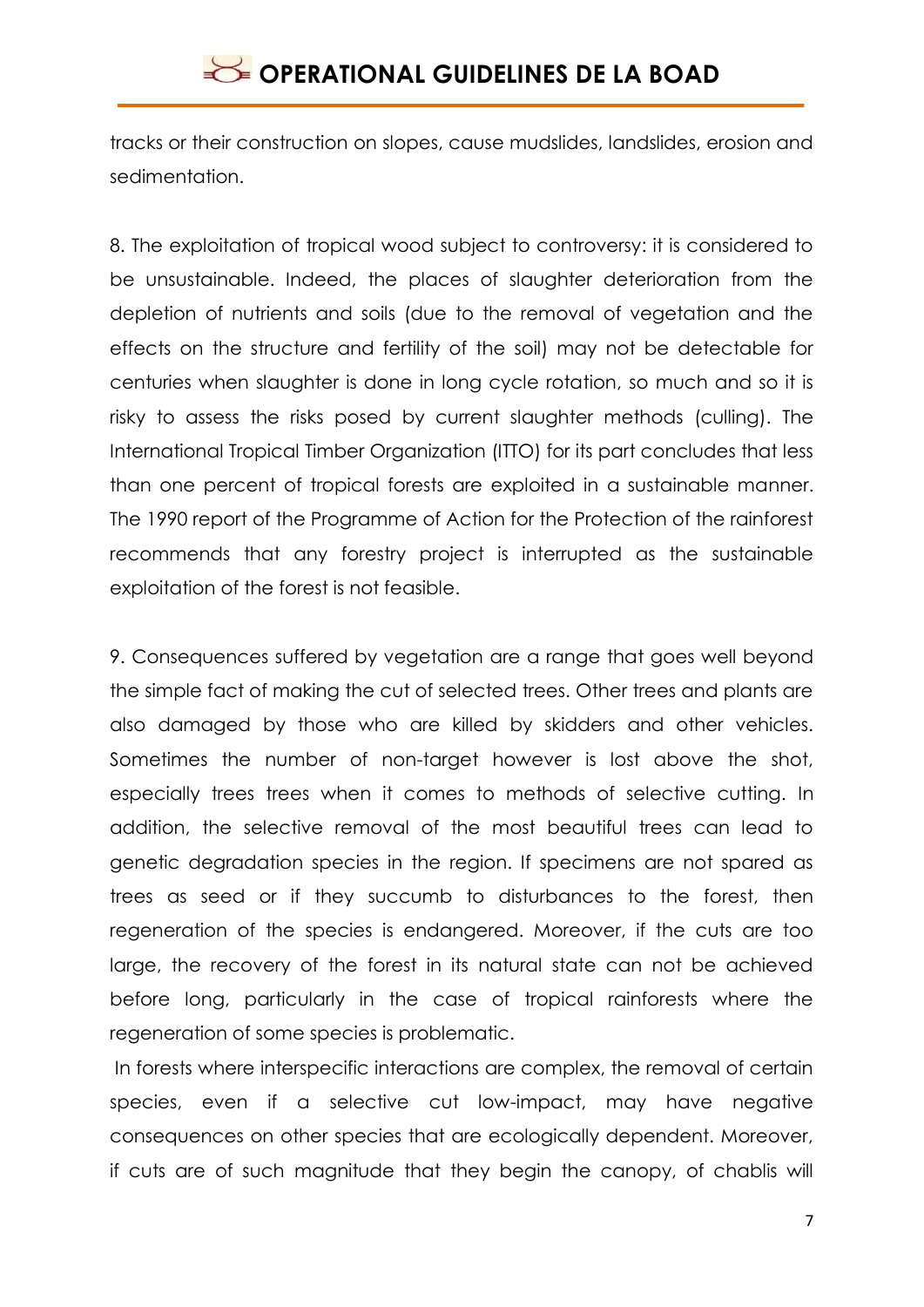tracks or their construction on slopes, cause mudslides, landslides, erosion and sedimentation.

8. The exploitation of tropical wood subject to controversy: it is considered to be unsustainable. Indeed, the places of slaughter deterioration from the depletion of nutrients and soils (due to the removal of vegetation and the effects on the structure and fertility of the soil) may not be detectable for centuries when slaughter is done in long cycle rotation, so much and so it is risky to assess the risks posed by current slaughter methods (culling). The International Tropical Timber Organization (ITTO) for its part concludes that less than one percent of tropical forests are exploited in a sustainable manner. The 1990 report of the Programme of Action for the Protection of the rainforest recommends that any forestry project is interrupted as the sustainable exploitation of the forest is not feasible.

9. Consequences suffered by vegetation are a range that goes well beyond the simple fact of making the cut of selected trees. Other trees and plants are also damaged by those who are killed by skidders and other vehicles. Sometimes the number of non-target however is lost above the shot, especially trees trees when it comes to methods of selective cutting. In addition, the selective removal of the most beautiful trees can lead to genetic degradation species in the region. If specimens are not spared as trees as seed or if they succumb to disturbances to the forest, then regeneration of the species is endangered. Moreover, if the cuts are too large, the recovery of the forest in its natural state can not be achieved before long, particularly in the case of tropical rainforests where the regeneration of some species is problematic.

In forests where interspecific interactions are complex, the removal of certain species, even if a selective cut low-impact, may have negative consequences on other species that are ecologically dependent. Moreover, if cuts are of such magnitude that they begin the canopy, of chablis will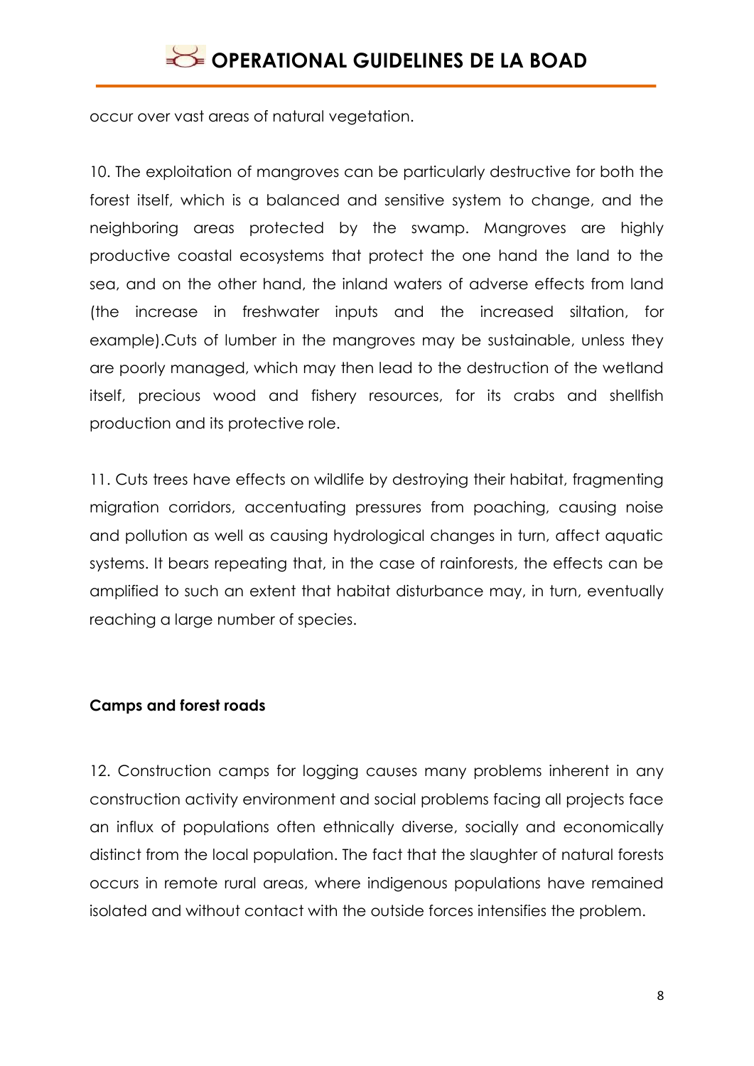occur over vast areas of natural vegetation.

10. The exploitation of mangroves can be particularly destructive for both the forest itself, which is a balanced and sensitive system to change, and the neighboring areas protected by the swamp. Mangroves are highly productive coastal ecosystems that protect the one hand the land to the sea, and on the other hand, the inland waters of adverse effects from land (the increase in freshwater inputs and the increased siltation, for example).Cuts of lumber in the mangroves may be sustainable, unless they are poorly managed, which may then lead to the destruction of the wetland itself, precious wood and fishery resources, for its crabs and shellfish production and its protective role.

11. Cuts trees have effects on wildlife by destroying their habitat, fragmenting migration corridors, accentuating pressures from poaching, causing noise and pollution as well as causing hydrological changes in turn, affect aquatic systems. It bears repeating that, in the case of rainforests, the effects can be amplified to such an extent that habitat disturbance may, in turn, eventually reaching a large number of species.

**Camps and forest roads**

12. Construction camps for logging causes many problems inherent in any construction activity environment and social problems facing all projects face an influx of populations often ethnically diverse, socially and economically distinct from the local population. The fact that the slaughter of natural forests occurs in remote rural areas, where indigenous populations have remained isolated and without contact with the outside forces intensifies the problem.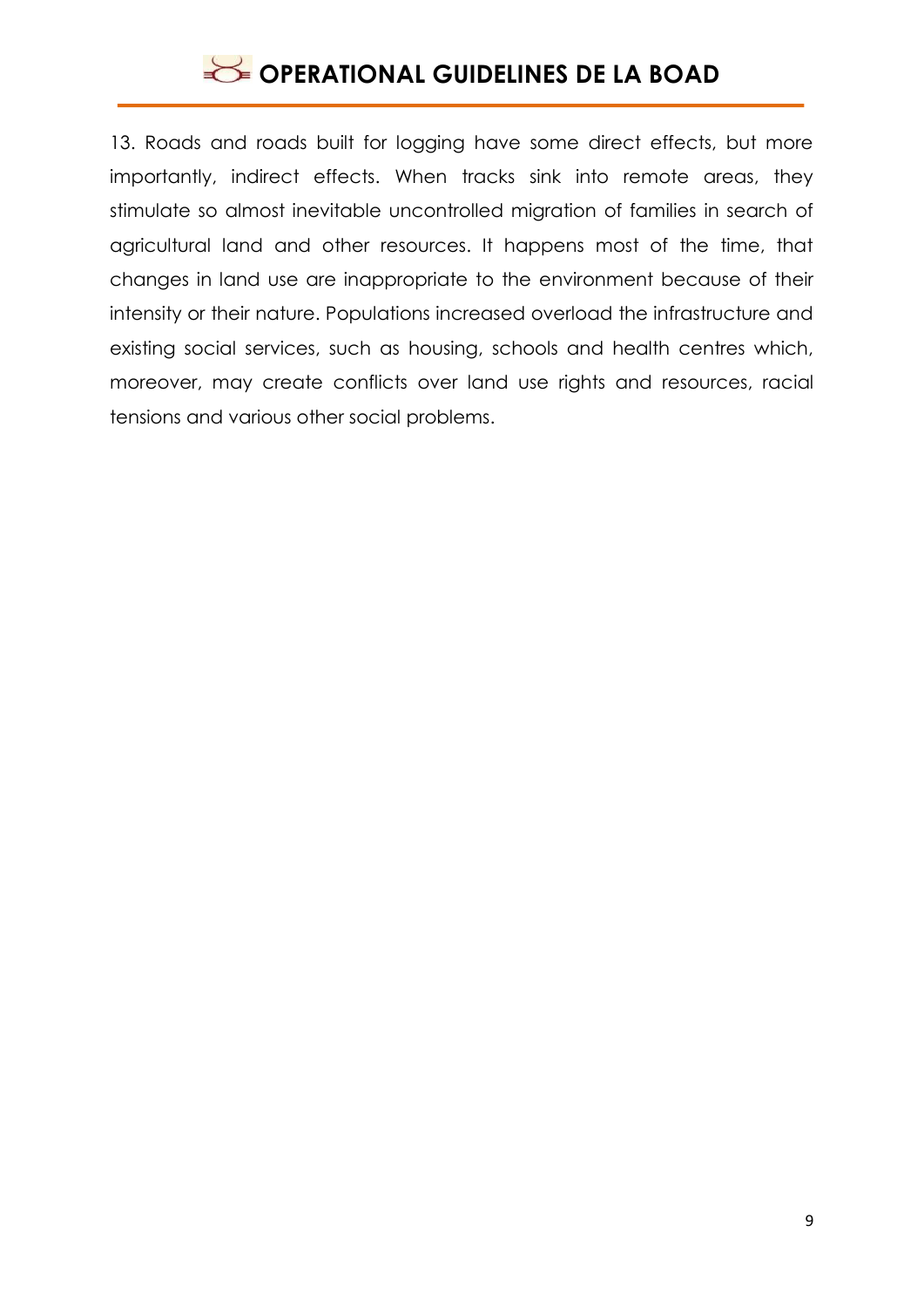13. Roads and roads built for logging have some direct effects, but more importantly, indirect effects. When tracks sink into remote areas, they stimulate so almost inevitable uncontrolled migration of families in search of agricultural land and other resources. It happens most of the time, that changes in land use are inappropriate to the environment because of their intensity or their nature. Populations increased overload the infrastructure and existing social services, such as housing, schools and health centres which, moreover, may create conflicts over land use rights and resources, racial tensions and various other social problems.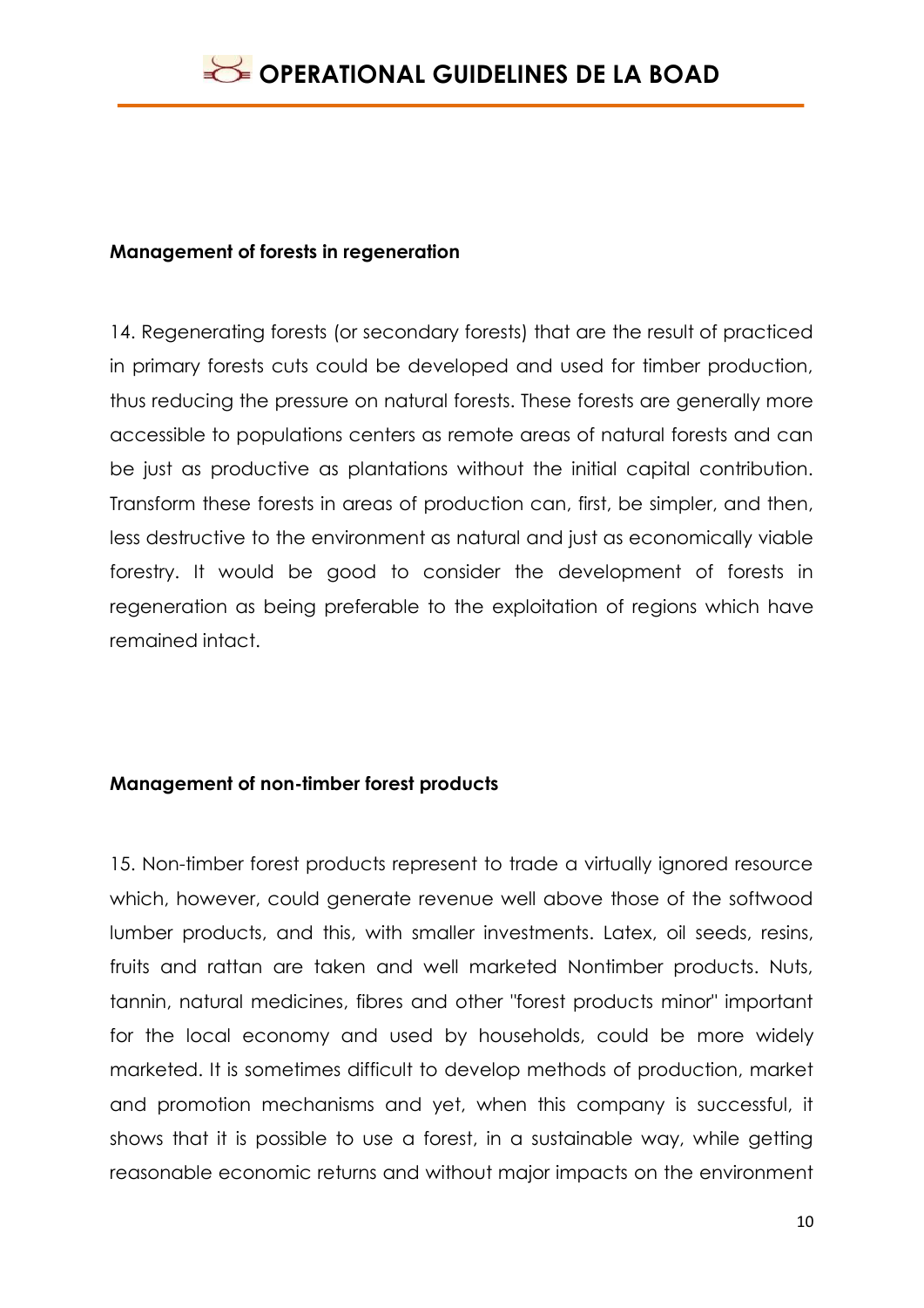**Management of forests in regeneration**

14. Regenerating forests (or secondary forests) that are the result of practiced in primary forests cuts could be developed and used for timber production, thus reducing the pressure on natural forests. These forests are generally more accessible to populations centers as remote areas of natural forests and can be just as productive as plantations without the initial capital contribution. Transform these forests in areas of production can, first, be simpler, and then, less destructive to the environment as natural and just as economically viable forestry. It would be good to consider the development of forests in regeneration as being preferable to the exploitation of regions which have remained intact.

**Management of non-timber forest products**

15. Non-timber forest products represent to trade a virtually ignored resource which, however, could generate revenue well above those of the softwood lumber products, and this, with smaller investments. Latex, oil seeds, resins, fruits and rattan are taken and well marketed Nontimber products. Nuts, tannin, natural medicines, fibres and other "forest products minor" important for the local economy and used by households, could be more widely marketed. It is sometimes difficult to develop methods of production, market and promotion mechanisms and yet, when this company is successful, it shows that it is possible to use a forest, in a sustainable way, while getting reasonable economic returns and without major impacts on the environment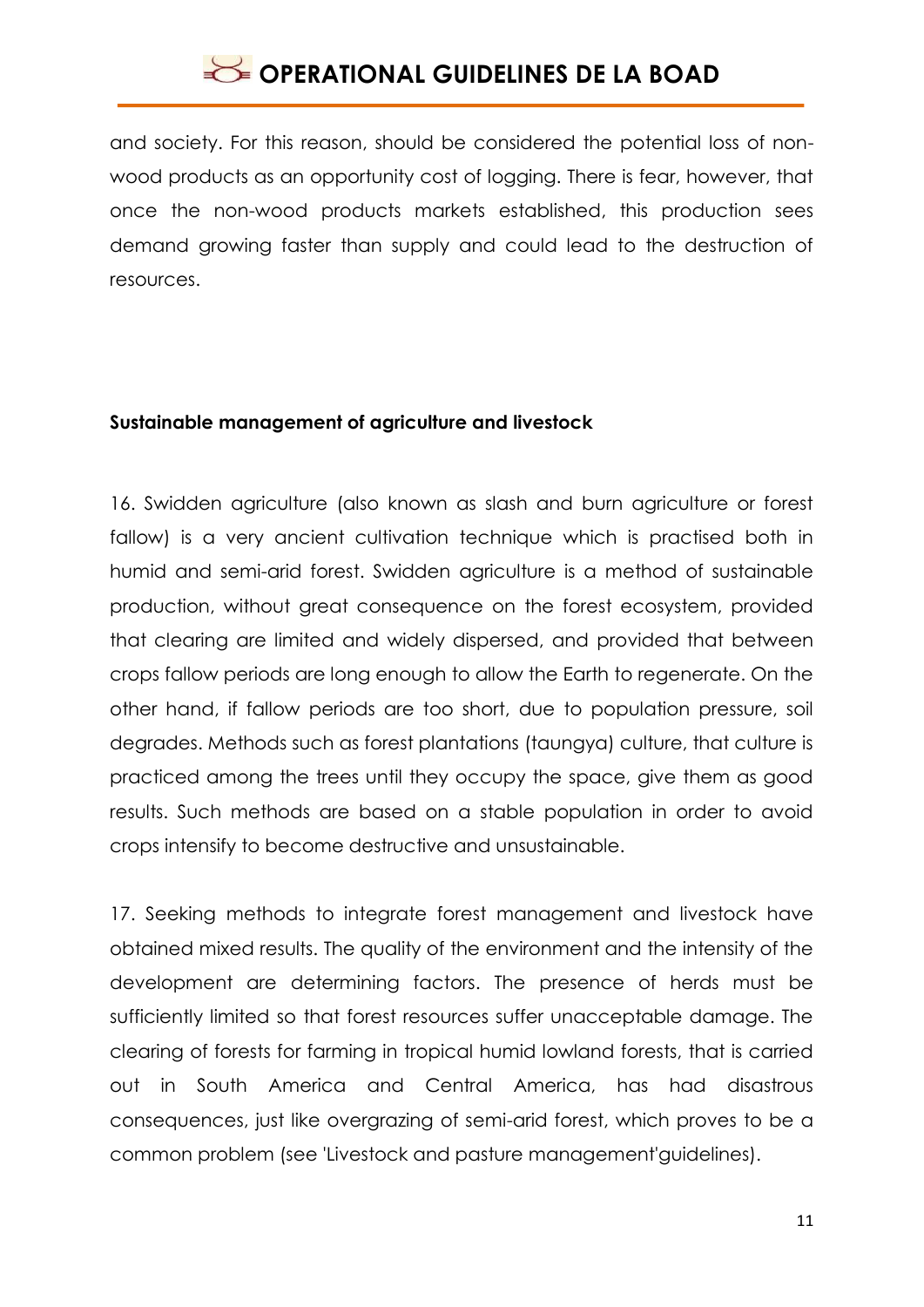and society. For this reason, should be considered the potential loss of non-wood products as an opportunity cost of logging. There is fear, however, that once the non-wood products markets established, this production sees demand growing faster than supply and could lead to the destruction of resources.

**Sustainable management of agriculture and livestock**

16. Swidden agriculture (also known as slash and burn agriculture or forest fallow) is a very ancient cultivation technique which is practised both in humid and semi-arid forest. Swidden agriculture is a method of sustainable production, without great consequence on the forest ecosystem, provided that clearing are limited and widely dispersed, and provided that between crops fallow periods are long enough to allow the Earth to regenerate. On the other hand, if fallow periods are too short, due to population pressure, soil degrades. Methods such as forest plantations (taungya) culture, that culture is practiced among the trees until they occupy the space, give them as good results. Such methods are based on a stable population in order to avoid crops intensify to become destructive and unsustainable.

17. Seeking methods to integrate forest management and livestock have obtained mixed results. The quality of the environment and the intensity of the development are determining factors. The presence of herds must be sufficiently limited so that forest resources suffer unacceptable damage. The clearing of forests for farming in tropical humid lowland forests, that is carried out in South America and Central America, has had disastrous consequences, just like overgrazing of semi-arid forest, which proves to be a common problem (see 'Livestock and pasture management'guidelines).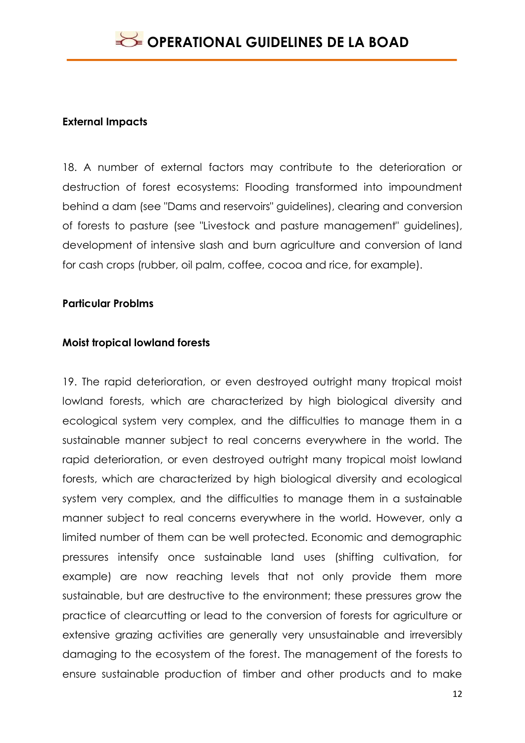**External Impacts**

18. A number of external factors may contribute to the deterioration or destruction of forest ecosystems: Flooding transformed into impoundment behind a dam (see "Dams and reservoirs" guidelines), clearing and conversion of forests to pasture (see "Livestock and pasture management" guidelines), development of intensive slash and burn agriculture and conversion of land for cash crops (rubber, oil palm, coffee, cocoa and rice, for example).

**Particular Problms**

**Moist tropical lowland forests**

19. The rapid deterioration, or even destroyed outright many tropical moist lowland forests, which are characterized by high biological diversity and ecological system very complex, and the difficulties to manage them in a sustainable manner subject to real concerns everywhere in the world. The rapid deterioration, or even destroyed outright many tropical moist lowland forests, which are characterized by high biological diversity and ecological system very complex, and the difficulties to manage them in a sustainable manner subject to real concerns everywhere in the world. However, only a limited number of them can be well protected. Economic and demographic pressures intensify once sustainable land uses (shifting cultivation, for example) are now reaching levels that not only provide them more sustainable, but are destructive to the environment; these pressures grow the practice of clearcutting or lead to the conversion of forests for agriculture or extensive grazing activities are generally very unsustainable and irreversibly damaging to the ecosystem of the forest. The management of the forests to ensure sustainable production of timber and other products and to make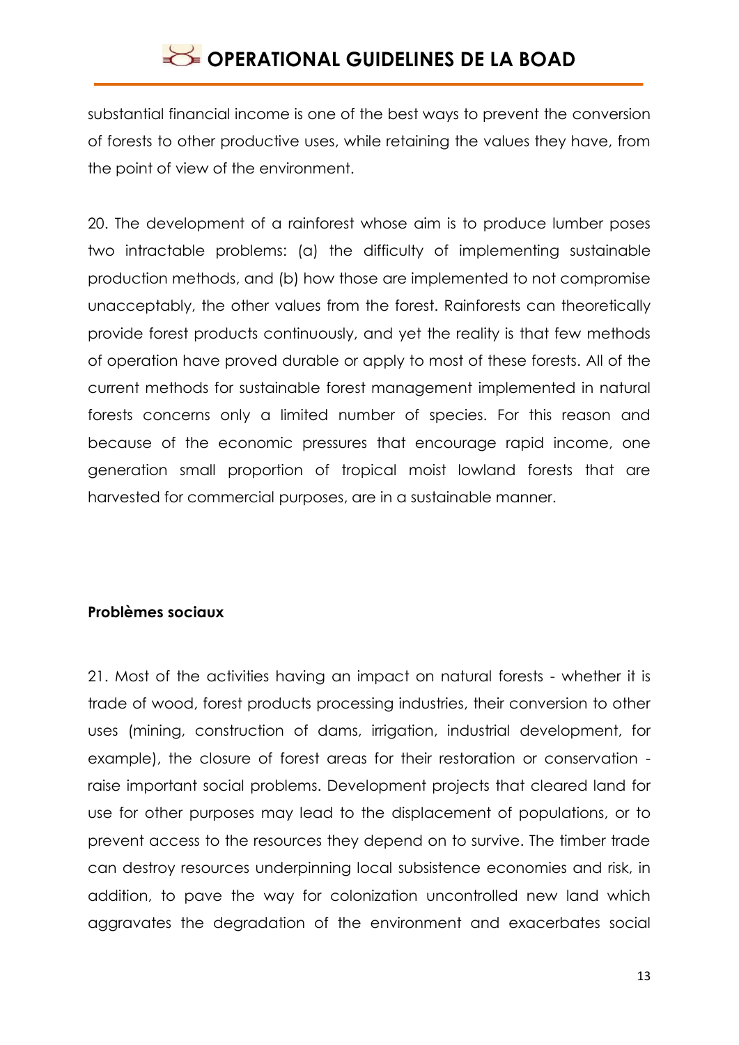substantial financial income is one of the best ways to prevent the conversion of forests to other productive uses, while retaining the values they have, from the point of view of the environment.

20. The development of a rainforest whose aim is to produce lumber poses two intractable problems: (a) the difficulty of implementing sustainable production methods, and (b) how those are implemented to not compromise unacceptably, the other values from the forest. Rainforests can theoretically provide forest products continuously, and yet the reality is that few methods of operation have proved durable or apply to most of these forests. All of the current methods for sustainable forest management implemented in natural forests concerns only a limited number of species. For this reason and because of the economic pressures that encourage rapid income, one generation small proportion of tropical moist lowland forests that are harvested for commercial purposes, are in a sustainable manner.

**Problèmes sociaux**

21. Most of the activities having an impact on natural forests - whether it is trade of wood, forest products processing industries, their conversion to other uses (mining, construction of dams, irrigation, industrial development, for example), the closure of forest areas for their restoration or conservation - raise important social problems. Development projects that cleared land for use for other purposes may lead to the displacement of populations, or to prevent access to the resources they depend on to survive. The timber trade can destroy resources underpinning local subsistence economies and risk, in addition, to pave the way for colonization uncontrolled new land which aggravates the degradation of the environment and exacerbates social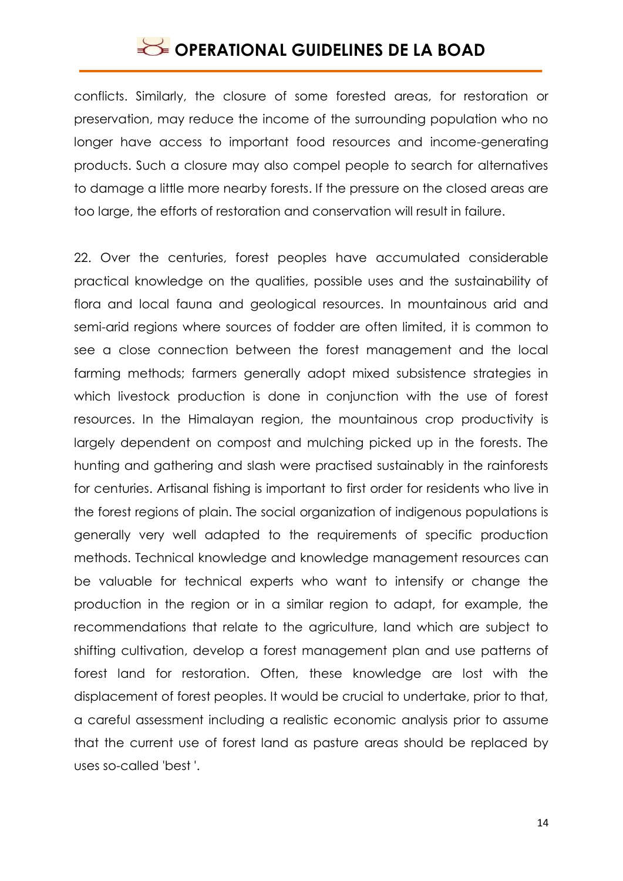conflicts. Similarly, the closure of some forested areas, for restoration or preservation, may reduce the income of the surrounding population who no longer have access to important food resources and income-generating products. Such a closure may also compel people to search for alternatives to damage a little more nearby forests. If the pressure on the closed areas are too large, the efforts of restoration and conservation will result in failure.

22. Over the centuries, forest peoples have accumulated considerable practical knowledge on the qualities, possible uses and the sustainability of flora and local fauna and geological resources. In mountainous arid and semi-arid regions where sources of fodder are often limited, it is common to see a close connection between the forest management and the local farming methods; farmers generally adopt mixed subsistence strategies in which livestock production is done in conjunction with the use of forest resources. In the Himalayan region, the mountainous crop productivity is largely dependent on compost and mulching picked up in the forests. The hunting and gathering and slash were practised sustainably in the rainforests for centuries. Artisanal fishing is important to first order for residents who live in the forest regions of plain. The social organization of indigenous populations is generally very well adapted to the requirements of specific production methods. Technical knowledge and knowledge management resources can be valuable for technical experts who want to intensify or change the production in the region or in a similar region to adapt, for example, the recommendations that relate to the agriculture, land which are subject to shifting cultivation, develop a forest management plan and use patterns of forest land for restoration. Often, these knowledge are lost with the displacement of forest peoples. It would be crucial to undertake, prior to that, a careful assessment including a realistic economic analysis prior to assume that the current use of forest land as pasture areas should be replaced by uses so-called 'best '.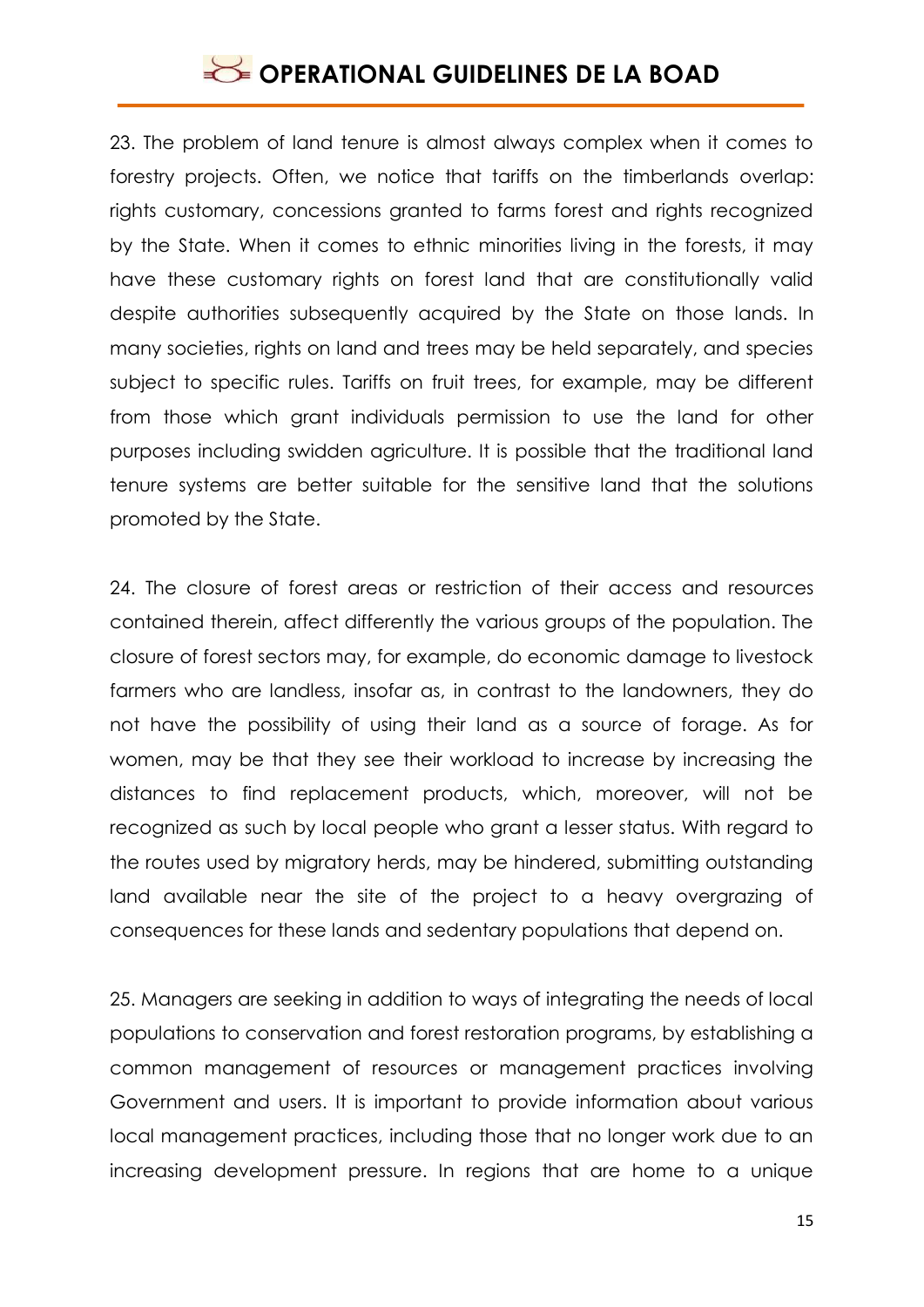23. The problem of land tenure is almost always complex when it comes to forestry projects. Often, we notice that tariffs on the timberlands overlap: rights customary, concessions granted to farms forest and rights recognized by the State. When it comes to ethnic minorities living in the forests, it may have these customary rights on forest land that are constitutionally valid despite authorities subsequently acquired by the State on those lands. In many societies, rights on land and trees may be held separately, and species subject to specific rules. Tariffs on fruit trees, for example, may be different from those which grant individuals permission to use the land for other purposes including swidden agriculture. It is possible that the traditional land tenure systems are better suitable for the sensitive land that the solutions promoted by the State.

24. The closure of forest areas or restriction of their access and resources contained therein, affect differently the various groups of the population. The closure of forest sectors may, for example, do economic damage to livestock farmers who are landless, insofar as, in contrast to the landowners, they do not have the possibility of using their land as a source of forage. As for women, may be that they see their workload to increase by increasing the distances to find replacement products, which, moreover, will not be recognized as such by local people who grant a lesser status. With regard to the routes used by migratory herds, may be hindered, submitting outstanding land available near the site of the project to a heavy overgrazing of consequences for these lands and sedentary populations that depend on.

25. Managers are seeking in addition to ways of integrating the needs of local populations to conservation and forest restoration programs, by establishing a common management of resources or management practices involving Government and users. It is important to provide information about various local management practices, including those that no longer work due to an increasing development pressure. In regions that are home to a unique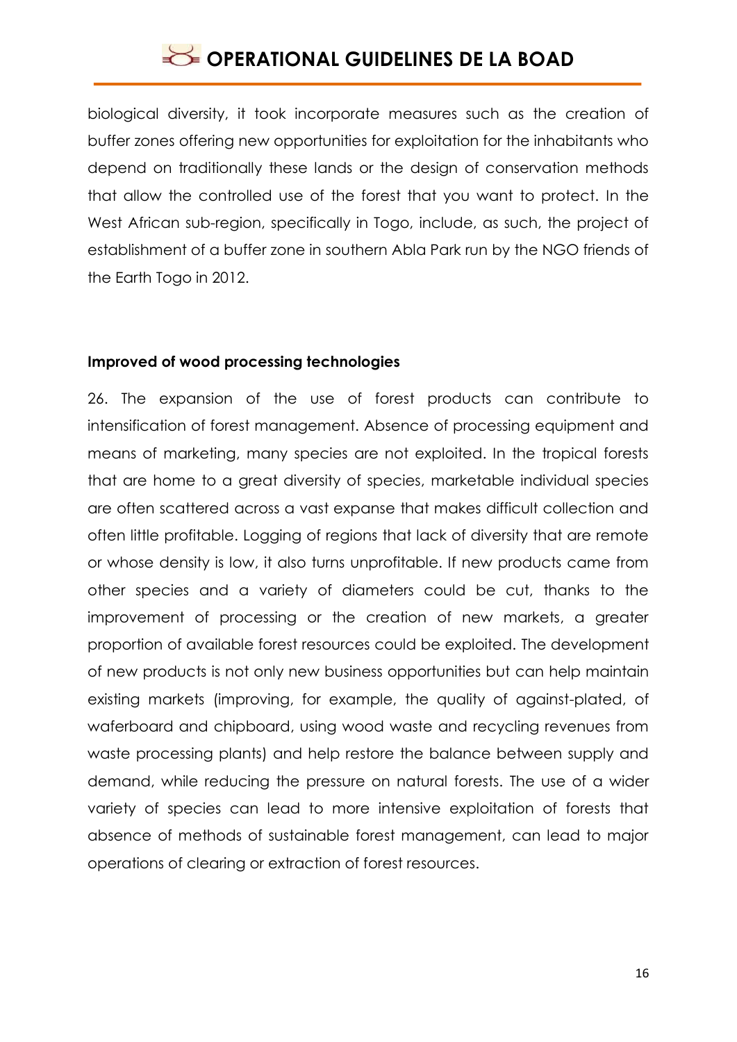biological diversity, it took incorporate measures such as the creation of buffer zones offering new opportunities for exploitation for the inhabitants who depend on traditionally these lands or the design of conservation methods that allow the controlled use of the forest that you want to protect. In the West African sub-region, specifically in Togo, include, as such, the project of establishment of a buffer zone in southern Abla Park run by the NGO friends of the Earth Togo in 2012.

**Improved of wood processing technologies**

26. The expansion of the use of forest products can contribute to intensification of forest management. Absence of processing equipment and means of marketing, many species are not exploited. In the tropical forests that are home to a great diversity of species, marketable individual species are often scattered across a vast expanse that makes difficult collection and often little profitable. Logging of regions that lack of diversity that are remote or whose density is low, it also turns unprofitable. If new products came from other species and a variety of diameters could be cut, thanks to the improvement of processing or the creation of new markets, a greater proportion of available forest resources could be exploited. The development of new products is not only new business opportunities but can help maintain existing markets (improving, for example, the quality of against-plated, of waferboard and chipboard, using wood waste and recycling revenues from waste processing plants) and help restore the balance between supply and demand, while reducing the pressure on natural forests. The use of a wider variety of species can lead to more intensive exploitation of forests that absence of methods of sustainable forest management, can lead to major operations of clearing or extraction of forest resources.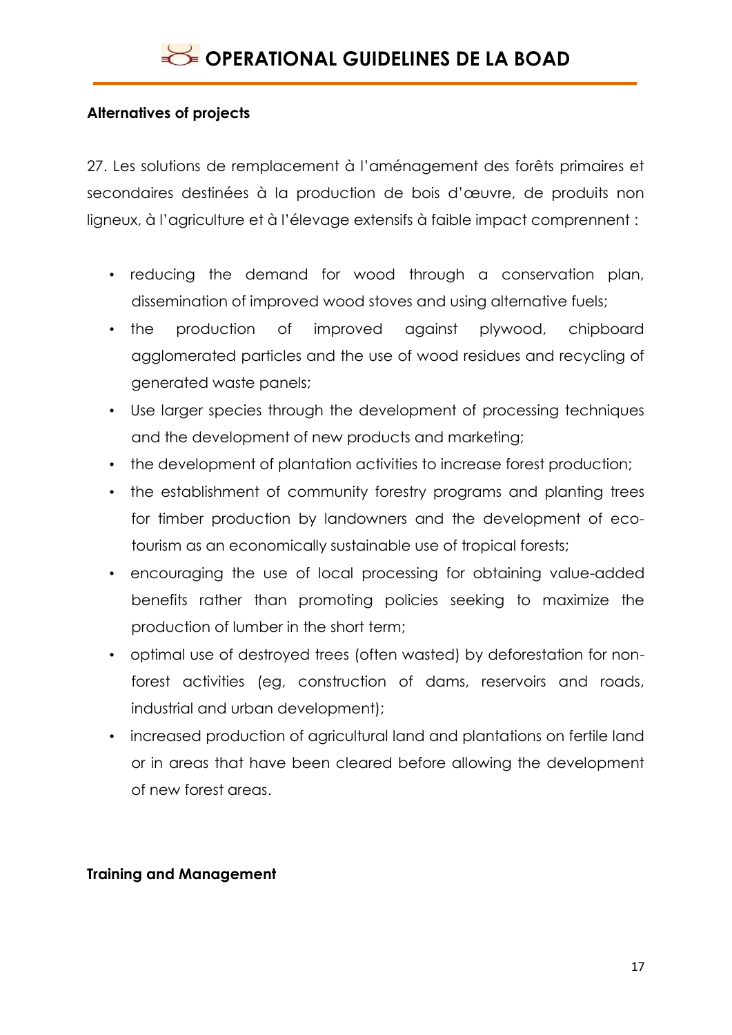### Alternatives of projects

27. Les solutions de remplacement à l'aménagement des forêts primaires et secondaires destinées à la production de bois d'œuvre, de produits non ligneux, à l'agriculture et à l'élevage extensifs à faible impact comprennent :

- reducing the demand for wood through a conservation plan, dissemination of improved wood stoves and using alternative fuels;
- the production of improved against plywood, chipboard agglomerated particles and the use of wood residues and recycling of generated waste panels;
- Use larger species through the development of processing techniques and the development of new products and marketing;
- the development of plantation activities to increase forest production;
- the establishment of community forestry programs and planting trees for timber production by landowners and the development of eco-tourism as an economically sustainable use of tropical forests;
- encouraging the use of local processing for obtaining value-added benefits rather than promoting policies seeking to maximize the production of lumber in the short term;
- optimal use of destroyed trees (often wasted) by deforestation for non-forest activities (eg, construction of dams, reservoirs and roads, industrial and urban development);
- increased production of agricultural land and plantations on fertile land or in areas that have been cleared before allowing the development of new forest areas.

### Training and Management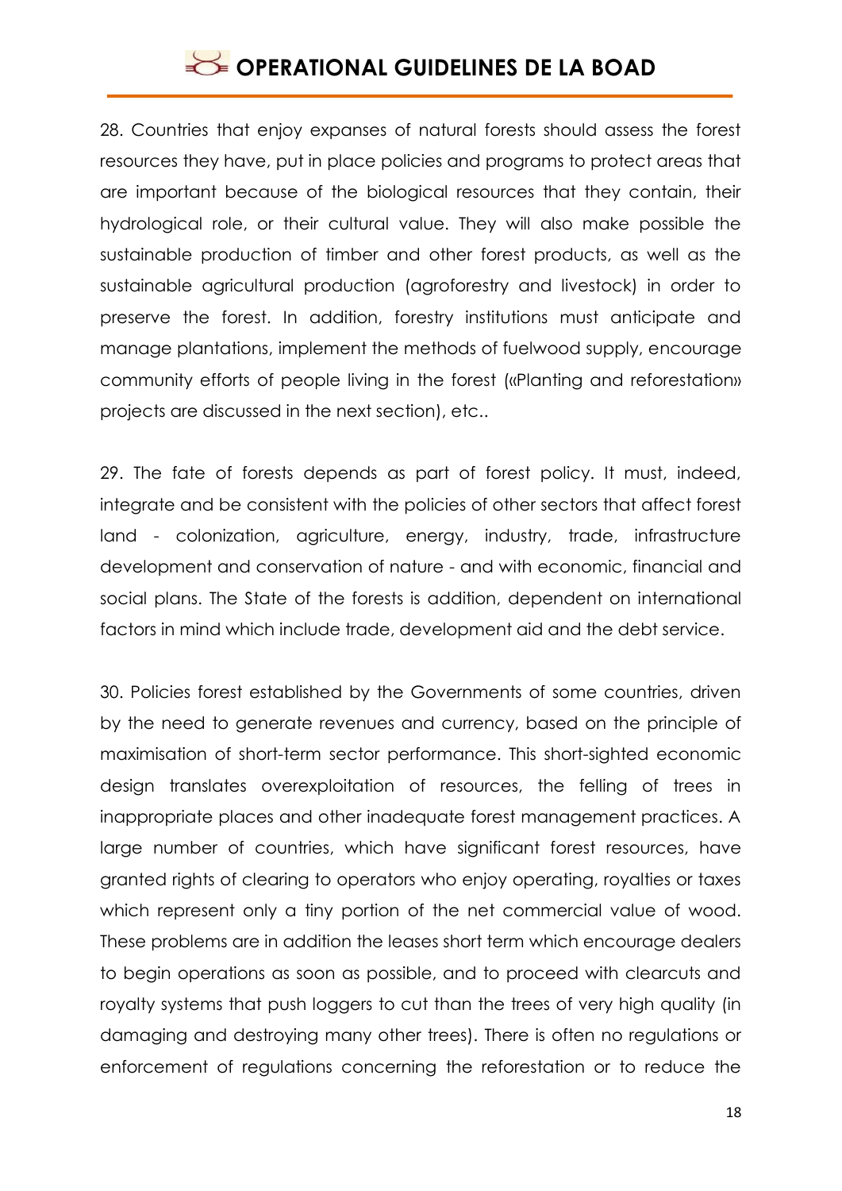28. Countries that enjoy expanses of natural forests should assess the forest resources they have, put in place policies and programs to protect areas that are important because of the biological resources that they contain, their hydrological role, or their cultural value. They will also make possible the sustainable production of timber and other forest products, as well as the sustainable agricultural production (agroforestry and livestock) in order to preserve the forest. In addition, forestry institutions must anticipate and manage plantations, implement the methods of fuelwood supply, encourage community efforts of people living in the forest («Planting and reforestation» projects are discussed in the next section), etc..

29. The fate of forests depends as part of forest policy. It must, indeed, integrate and be consistent with the policies of other sectors that affect forest land - colonization, agriculture, energy, industry, trade, infrastructure development and conservation of nature - and with economic, financial and social plans. The State of the forests is addition, dependent on international factors in mind which include trade, development aid and the debt service.

30. Policies forest established by the Governments of some countries, driven by the need to generate revenues and currency, based on the principle of maximisation of short-term sector performance. This short-sighted economic design translates overexploitation of resources, the felling of trees in inappropriate places and other inadequate forest management practices. A large number of countries, which have significant forest resources, have granted rights of clearing to operators who enjoy operating, royalties or taxes which represent only a tiny portion of the net commercial value of wood. These problems are in addition the leases short term which encourage dealers to begin operations as soon as possible, and to proceed with clearcuts and royalty systems that push loggers to cut than the trees of very high quality (in damaging and destroying many other trees). There is often no regulations or enforcement of regulations concerning the reforestation or to reduce the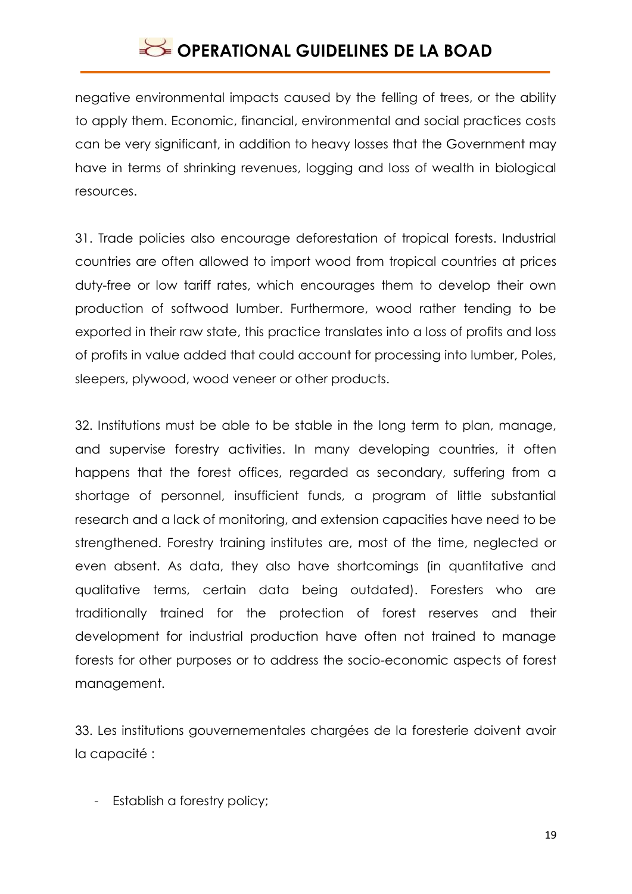negative environmental impacts caused by the felling of trees, or the ability to apply them. Economic, financial, environmental and social practices costs can be very significant, in addition to heavy losses that the Government may have in terms of shrinking revenues, logging and loss of wealth in biological resources.

31. Trade policies also encourage deforestation of tropical forests. Industrial countries are often allowed to import wood from tropical countries at prices duty-free or low tariff rates, which encourages them to develop their own production of softwood lumber. Furthermore, wood rather tending to be exported in their raw state, this practice translates into a loss of profits and loss of profits in value added that could account for processing into lumber, Poles, sleepers, plywood, wood veneer or other products.

32. Institutions must be able to be stable in the long term to plan, manage, and supervise forestry activities. In many developing countries, it often happens that the forest offices, regarded as secondary, suffering from a shortage of personnel, insufficient funds, a program of little substantial research and a lack of monitoring, and extension capacities have need to be strengthened. Forestry training institutes are, most of the time, neglected or even absent. As data, they also have shortcomings (in quantitative and qualitative terms, certain data being outdated). Foresters who are traditionally trained for the protection of forest reserves and their development for industrial production have often not trained to manage forests for other purposes or to address the socio-economic aspects of forest management.

33. Les institutions gouvernementales chargées de la foresterie doivent avoir la capacité :

- Establish a forestry policy;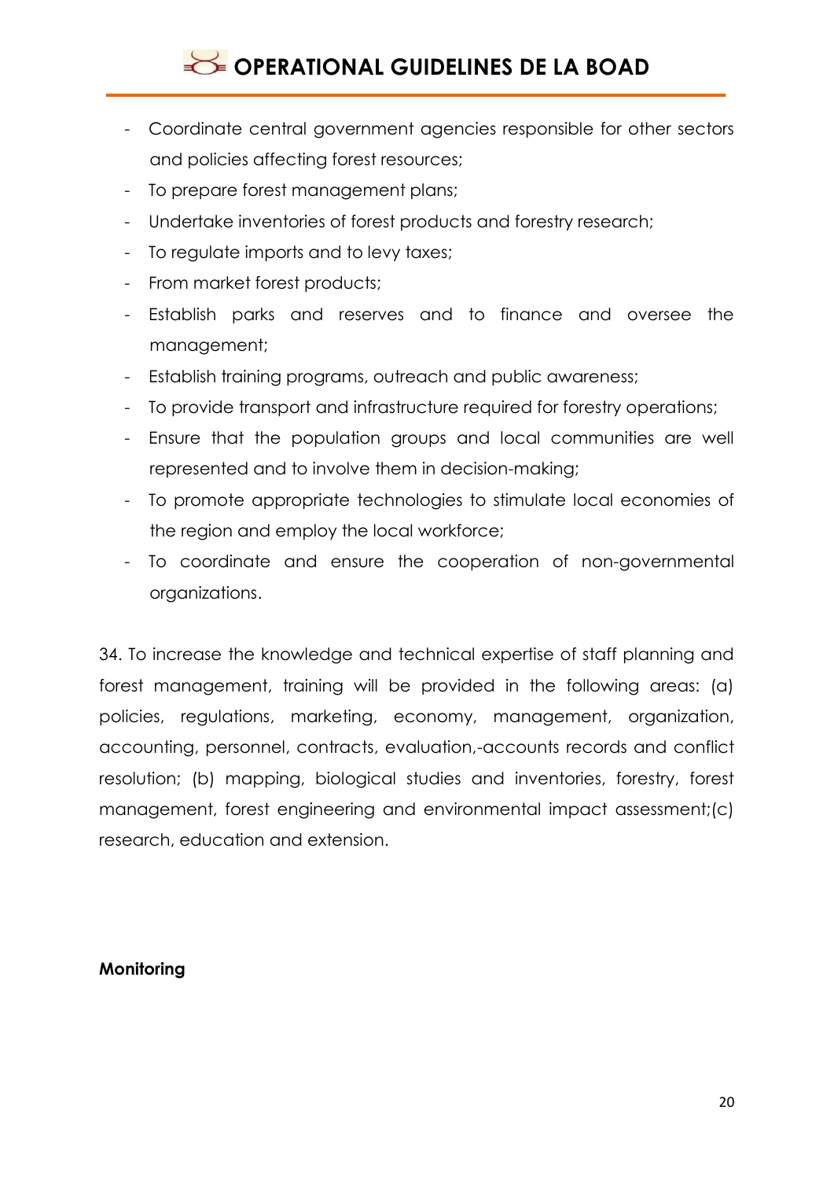- Coordinate central government agencies responsible for other sectors and policies affecting forest resources;
- To prepare forest management plans;
- Undertake inventories of forest products and forestry research;
- To regulate imports and to levy taxes;
- From market forest products;
- Establish parks and reserves and to finance and oversee the management;
- Establish training programs, outreach and public awareness;
- To provide transport and infrastructure required for forestry operations;
- Ensure that the population groups and local communities are well represented and to involve them in decision-making;
- To promote appropriate technologies to stimulate local economies of the region and employ the local workforce;
- To coordinate and ensure the cooperation of non-governmental organizations.

34. To increase the knowledge and technical expertise of staff planning and forest management, training will be provided in the following areas: (a) policies, regulations, marketing, economy, management, organization, accounting, personnel, contracts, evaluation,-accounts records and conflict resolution; (b) mapping, biological studies and inventories, forestry, forest management, forest engineering and environmental impact assessment;(c) research, education and extension.

**Monitoring**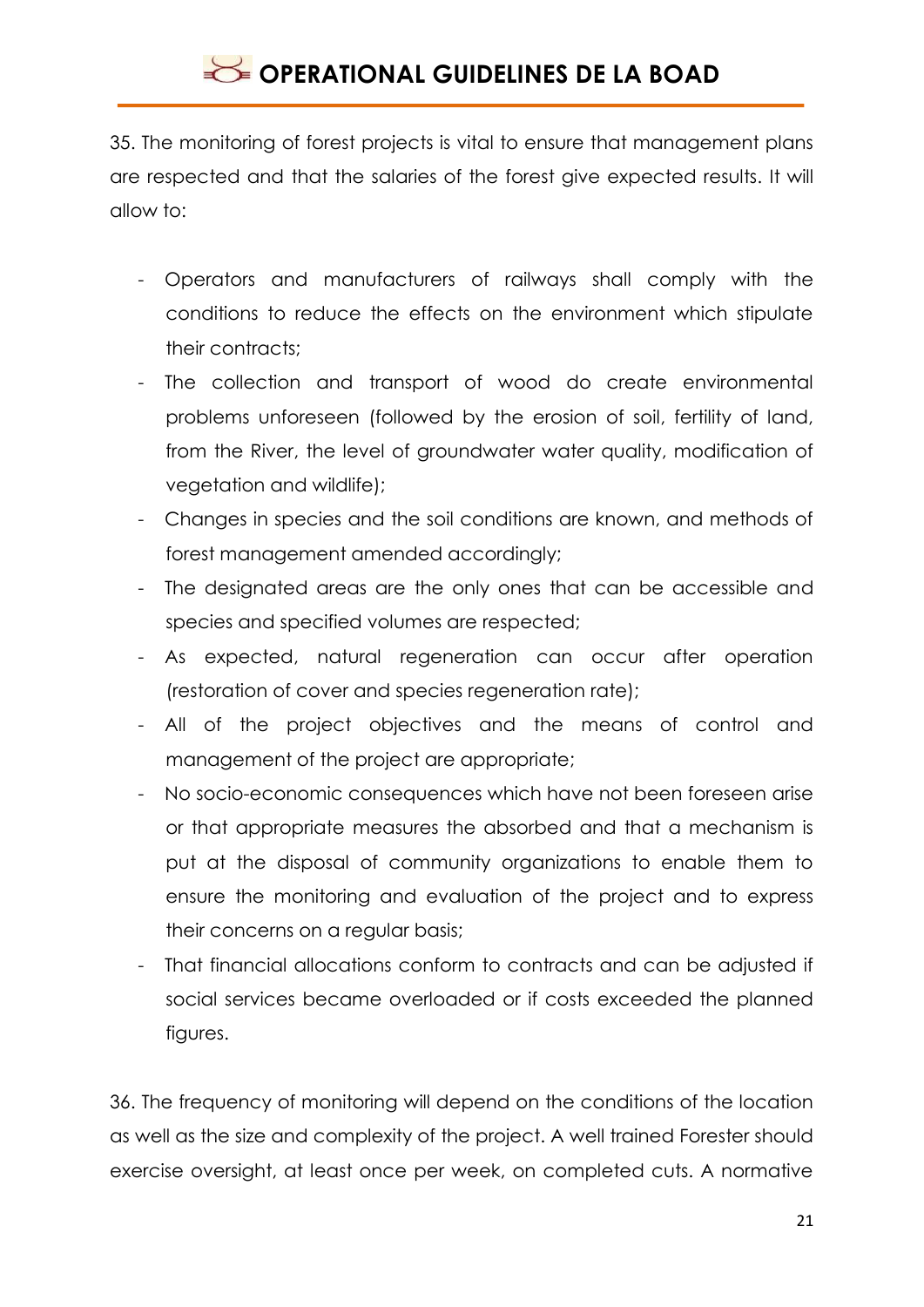35. The monitoring of forest projects is vital to ensure that management plans are respected and that the salaries of the forest give expected results. It will allow to:

- Operators and manufacturers of railways shall comply with the conditions to reduce the effects on the environment which stipulate their contracts;
- The collection and transport of wood do create environmental problems unforeseen (followed by the erosion of soil, fertility of land, from the River, the level of groundwater water quality, modification of vegetation and wildlife);
- Changes in species and the soil conditions are known, and methods of forest management amended accordingly;
- The designated areas are the only ones that can be accessible and species and specified volumes are respected;
- As expected, natural regeneration can occur after operation (restoration of cover and species regeneration rate);
- All of the project objectives and the means of control and management of the project are appropriate;
- No socio-economic consequences which have not been foreseen arise or that appropriate measures the absorbed and that a mechanism is put at the disposal of community organizations to enable them to ensure the monitoring and evaluation of the project and to express their concerns on a regular basis;
- That financial allocations conform to contracts and can be adjusted if social services became overloaded or if costs exceeded the planned figures.

36. The frequency of monitoring will depend on the conditions of the location as well as the size and complexity of the project. A well trained Forester should exercise oversight, at least once per week, on completed cuts. A normative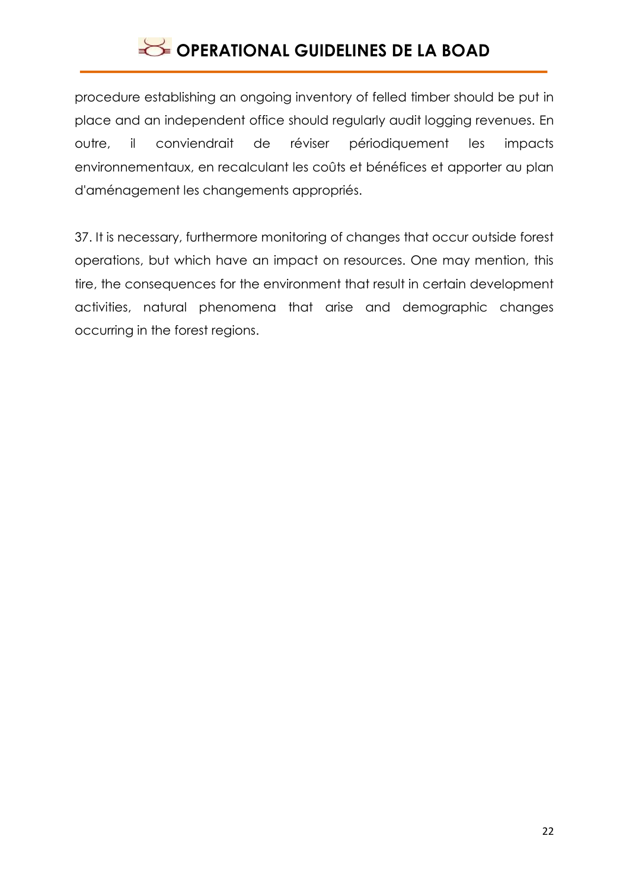procedure establishing an ongoing inventory of felled timber should be put in place and an independent office should regularly audit logging revenues. En outre, il conviendrait de réviser périodiquement les impacts environnementaux, en recalculant les coûts et bénéfices et apporter au plan d'aménagement les changements appropriés.

37. It is necessary, furthermore monitoring of changes that occur outside forest operations, but which have an impact on resources. One may mention, this tire, the consequences for the environment that result in certain development activities, natural phenomena that arise and demographic changes occurring in the forest regions.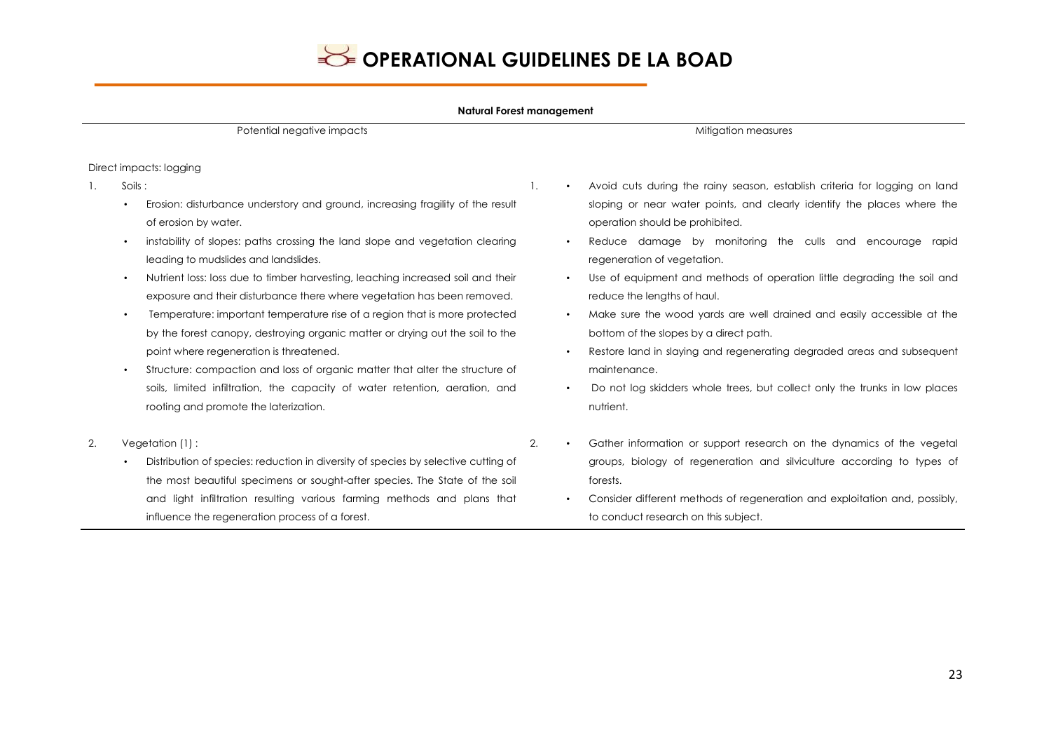**Natural Forest management**

| Potential negative impacts | Mitigation measures |
|---|---|
| Direct impacts: logging | |
| 1. Soils :<br>• Erosion: disturbance understory and ground, increasing fragility of the result of erosion by water.<br>• instability of slopes: paths crossing the land slope and vegetation clearing leading to mudslides and landslides.<br>• Nutrient loss: loss due to timber harvesting, leaching increased soil and their exposure and their disturbance there where vegetation has been removed.<br>• Temperature: important temperature rise of a region that is more protected by the forest canopy, destroying organic matter or drying out the soil to the point where regeneration is threatened.<br>• Structure: compaction and loss of organic matter that alter the structure of soils, limited infiltration, the capacity of water retention, aeration, and rooting and promote the laterization. | 1. • Avoid cuts during the rainy season, establish criteria for logging on land sloping or near water points, and clearly identify the places where the operation should be prohibited.<br>• Reduce damage by monitoring the culls and encourage rapid regeneration of vegetation.<br>• Use of equipment and methods of operation little degrading the soil and reduce the lengths of haul.<br>• Make sure the wood yards are well drained and easily accessible at the bottom of the slopes by a direct path.<br>• Restore land in slaying and regenerating degraded areas and subsequent maintenance.<br>• Do not log skidders whole trees, but collect only the trunks in low places nutrient. |
| 2. Vegetation (1) :<br>• Distribution of species: reduction in diversity of species by selective cutting of the most beautiful specimens or sought-after species. The State of the soil and light infiltration resulting various farming methods and plans that influence the regeneration process of a forest. | 2. • Gather information or support research on the dynamics of the vegetal groups, biology of regeneration and silviculture according to types of forests.<br>• Consider different methods of regeneration and exploitation and, possibly, to conduct research on this subject. |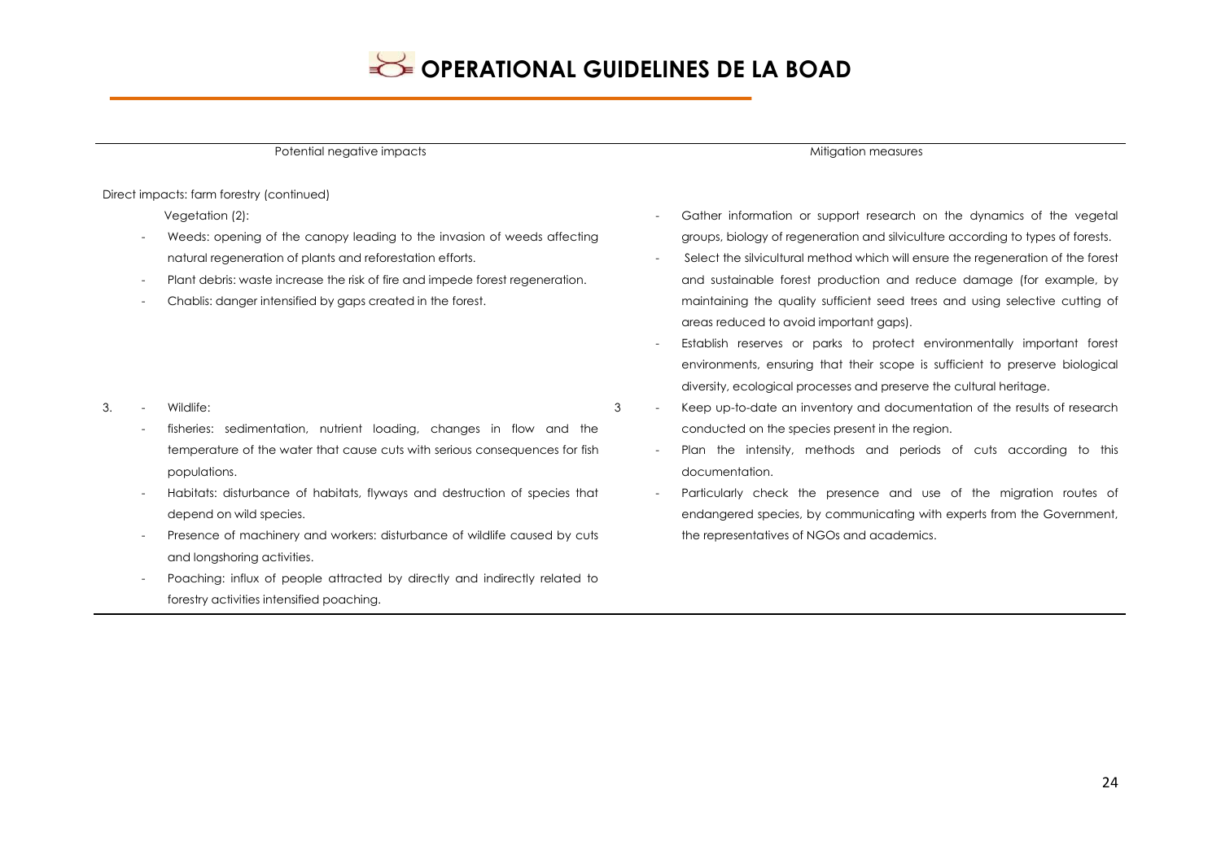| Potential negative impacts | Mitigation measures |
| --- | --- |
| Direct impacts: farm forestry (continued)<br><br>Vegetation (2):<br>- Weeds: opening of the canopy leading to the invasion of weeds affecting natural regeneration of plants and reforestation efforts.<br>- Plant debris: waste increase the risk of fire and impede forest regeneration.<br>- Chablis: danger intensified by gaps created in the forest. | - Gather information or support research on the dynamics of the vegetal groups, biology of regeneration and silviculture according to types of forests.<br>- Select the silvicultural method which will ensure the regeneration of the forest and sustainable forest production and reduce damage (for example, by maintaining the quality sufficient seed trees and using selective cutting of areas reduced to avoid important gaps).<br>- Establish reserves or parks to protect environmentally important forest environments, ensuring that their scope is sufficient to preserve biological diversity, ecological processes and preserve the cultural heritage. |
| 3. - Wildlife:<br>- fisheries: sedimentation, nutrient loading, changes in flow and the temperature of the water that cause cuts with serious consequences for fish populations.<br>- Habitats: disturbance of habitats, flyways and destruction of species that depend on wild species.<br>- Presence of machinery and workers: disturbance of wildlife caused by cuts and longshoring activities.<br>- Poaching: influx of people attracted by directly and indirectly related to forestry activities intensified poaching. | 3 - Keep up-to-date an inventory and documentation of the results of research conducted on the species present in the region.<br>- Plan the intensity, methods and periods of cuts according to this documentation.<br>- Particularly check the presence and use of the migration routes of endangered species, by communicating with experts from the Government, the representatives of NGOs and academics. |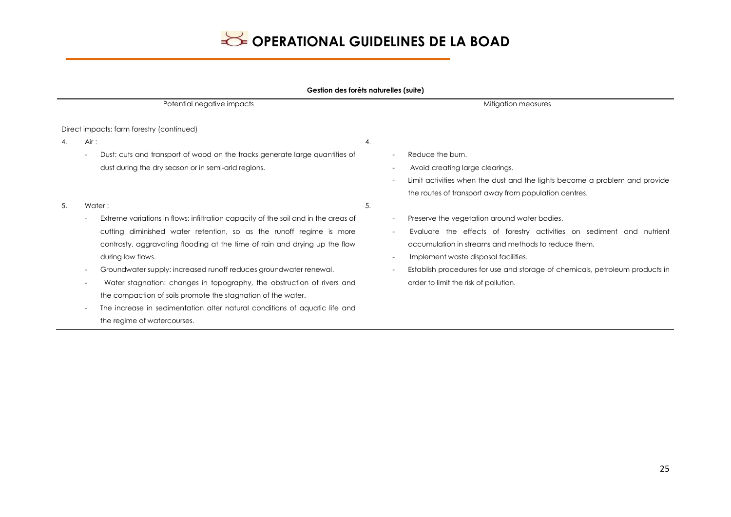**Gestion des forêts naturelles (suite)**

| Potential negative impacts | Mitigation measures |
| --- | --- |
| Direct impacts: farm forestry (continued) | |
| 4. Air :<br>- Dust: cuts and transport of wood on the tracks generate large quantities of dust during the dry season or in semi-arid regions. | 4.<br>- Reduce the burn.<br>- Avoid creating large clearings.<br>- Limit activities when the dust and the lights become a problem and provide the routes of transport away from population centres. |
| 5. Water :<br>- Extreme variations in flows: infiltration capacity of the soil and in the areas of cutting diminished water retention, so as the runoff regime is more contrasty, aggravating flooding at the time of rain and drying up the flow during low flows.<br>- Groundwater supply: increased runoff reduces groundwater renewal.<br>- Water stagnation: changes in topography, the obstruction of rivers and the compaction of soils promote the stagnation of the water.<br>- The increase in sedimentation alter natural conditions of aquatic life and the regime of watercourses. | 5.<br>- Preserve the vegetation around water bodies.<br>- Evaluate the effects of forestry activities on sediment and nutrient accumulation in streams and methods to reduce them.<br>- Implement waste disposal facilities.<br>- Establish procedures for use and storage of chemicals, petroleum products in order to limit the risk of pollution. |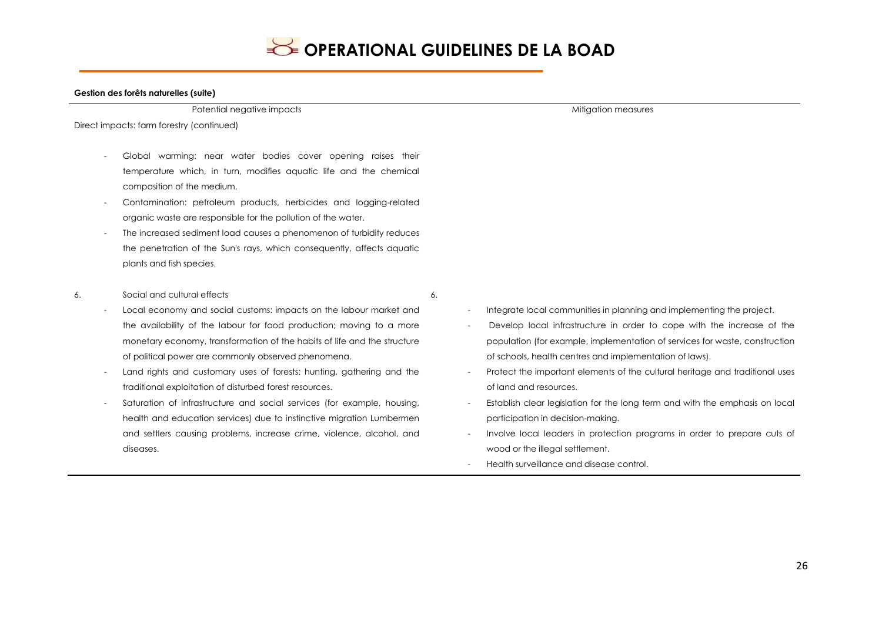**Gestion des forêts naturelles (suite)**

| Potential negative impacts | Mitigation measures |
|---|---|
| Direct impacts: farm forestry (continued) | |
| - Global warming: near water bodies cover opening raises their temperature which, in turn, modifies aquatic life and the chemical composition of the medium.<br>- Contamination: petroleum products, herbicides and logging-related organic waste are responsible for the pollution of the water.<br>- The increased sediment load causes a phenomenon of turbidity reduces the penetration of the Sun's rays, which consequently, affects aquatic plants and fish species. | |
| 6. Social and cultural effects<br>- Local economy and social customs: impacts on the labour market and the availability of the labour for food production; moving to a more monetary economy, transformation of the habits of life and the structure of political power are commonly observed phenomena.<br>- Land rights and customary uses of forests: hunting, gathering and the traditional exploitation of disturbed forest resources.<br>- Saturation of infrastructure and social services (for example, housing, health and education services) due to instinctive migration Lumbermen and settlers causing problems, increase crime, violence, alcohol, and diseases. | 6.<br>- Integrate local communities in planning and implementing the project.<br>- Develop local infrastructure in order to cope with the increase of the population (for example, implementation of services for waste, construction of schools, health centres and implementation of laws).<br>- Protect the important elements of the cultural heritage and traditional uses of land and resources.<br>- Establish clear legislation for the long term and with the emphasis on local participation in decision-making.<br>- Involve local leaders in protection programs in order to prepare cuts of wood or the illegal settlement.<br>- Health surveillance and disease control. |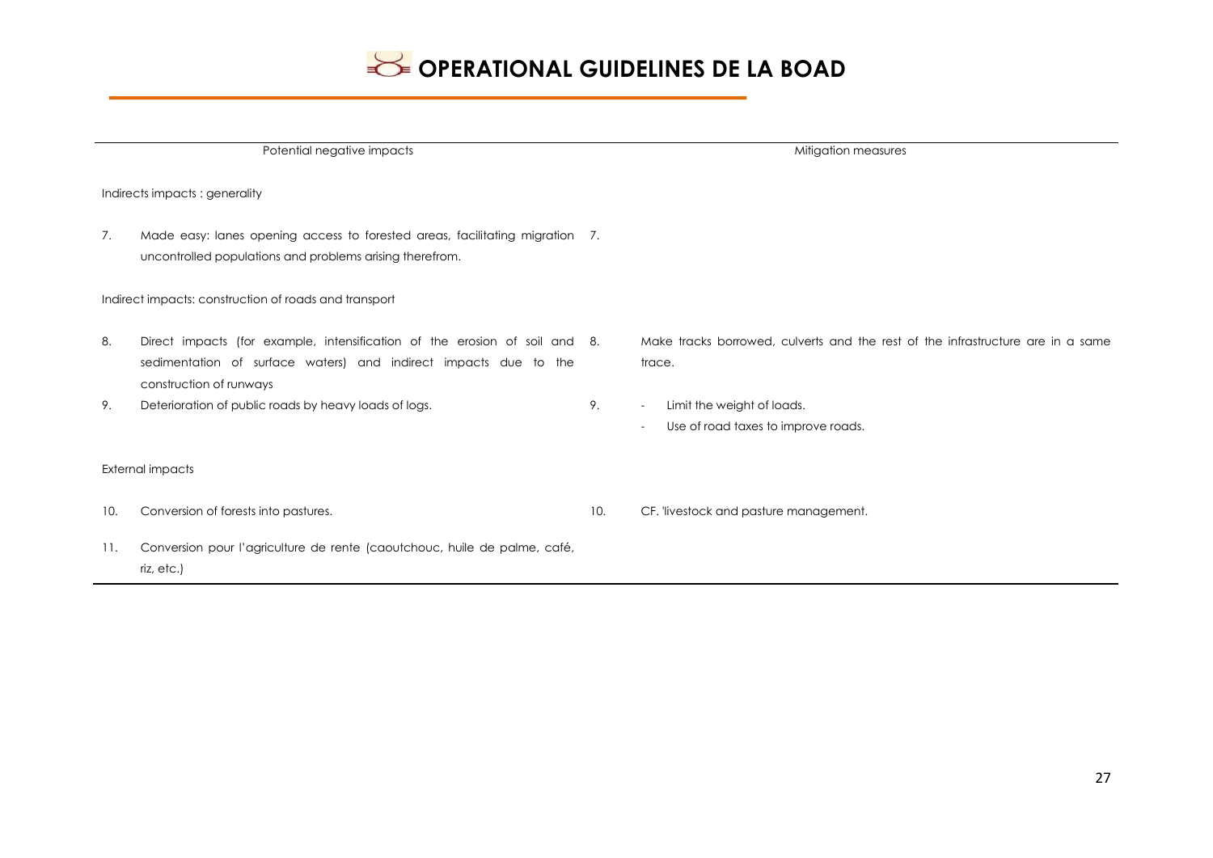| Potential negative impacts | | | Mitigation measures |
|---|---|---|---|
| Indirects impacts : generality | | | |
| 7. | Made easy: lanes opening access to forested areas, facilitating migration uncontrolled populations and problems arising therefrom. | 7. | |
| Indirect impacts: construction of roads and transport | | | |
| 8. | Direct impacts (for example, intensification of the erosion of soil and sedimentation of surface waters) and indirect impacts due to the construction of runways | 8. | Make tracks borrowed, culverts and the rest of the infrastructure are in a same trace. |
| 9. | Deterioration of public roads by heavy loads of logs. | 9. | - Limit the weight of loads.<br>- Use of road taxes to improve roads. |
| External impacts | | | |
| 10. | Conversion of forests into pastures. | 10. | CF. 'livestock and pasture management. |
| 11. | Conversion pour l'agriculture de rente (caoutchouc, huile de palme, café, riz, etc.) | | |